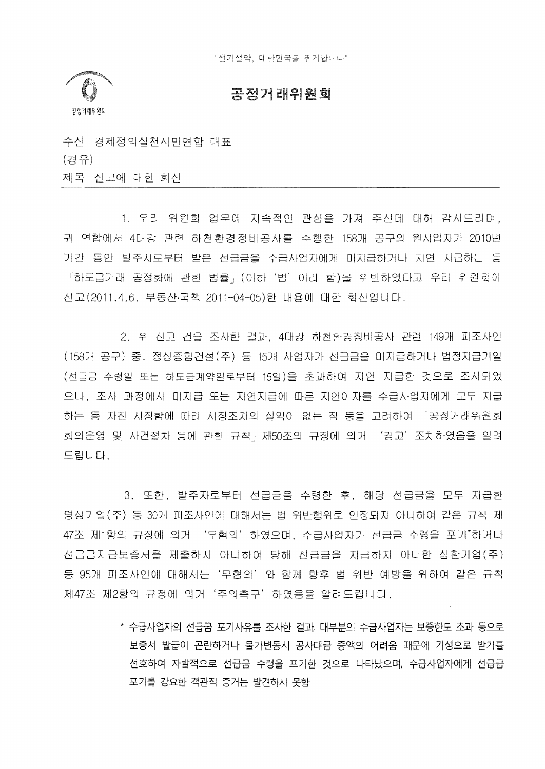"전기절약, 대한민국을 뛰게합니다"

공정거래위원회

# 공정거래위원회

수신 경제정의실천시민연합 대표
(경유)
제목 신고에 대한 회신

---

1. 우리 위원회 업무에 지속적인 관심을 가져 주신데 대해 감사드리며, 귀 연합에서 4대강 관련 하천환경정비공사를 수행한 158개 공구의 원사업자가 2010년 기간 동안 발주자로부터 받은 선급금을 수급사업자에게 미지급하거나 지연 지급하는 등 「하도급거래 공정화에 관한 법률」(이하 '법' 이라 함)을 위반하였다고 우리 위원회에 신고(2011.4.6. 부동산·국책 2011-04-05)한 내용에 대한 회신입니다.

2. 위 신고 건을 조사한 결과, 4대강 하천환경정비공사 관련 149개 피조사인(158개 공구) 중, 정상종합건설(주) 등 15개 사업자가 선급금을 미지급하거나 법정지급기일(선급금 수령일 또는 하도급계약일로부터 15일)을 초과하여 지연 지급한 것으로 조사되었으나, 조사 과정에서 미지급 또는 지연지급에 따른 지연이자를 수급사업자에게 모두 지급하는 등 자진 시정함에 따라 시정조치의 실익이 없는 점 등을 고려하여 「공정거래위원회 회의운영 및 사건절차 등에 관한 규칙」 제50조의 규정에 의거 '경고' 조치하였음을 알려 드립니다.

3. 또한, 발주자로부터 선급금을 수령한 후, 해당 선급금을 모두 지급한 명성기업(주) 등 30개 피조사인에 대해서는 법 위반행위로 인정되지 아니하여 같은 규칙 제47조 제1항의 규정에 의거 '무혐의' 하였으며, 수급사업자가 선급금 수령을 포기*하거나 선급금지급보증서를 제출하지 아니하여 당해 선급금을 지급하지 아니한 삼환기업(주) 등 95개 피조사인에 대해서는 '무혐의' 와 함께 향후 법 위반 예방을 위하여 같은 규칙 제47조 제2항의 규정에 의거 '주의촉구' 하였음을 알려드립니다.

> * 수급사업자의 선급금 포기사유를 조사한 결과, 대부분의 수급사업자는 보증한도 초과 등으로 보증서 발급이 곤란하거나 물가변동시 공사대금 증액의 어려움 때문에 기성으로 받기를 선호하여 자발적으로 선급금 수령을 포기한 것으로 나타났으며, 수급사업자에게 선급금 포기를 강요한 객관적 증거는 발견하지 못함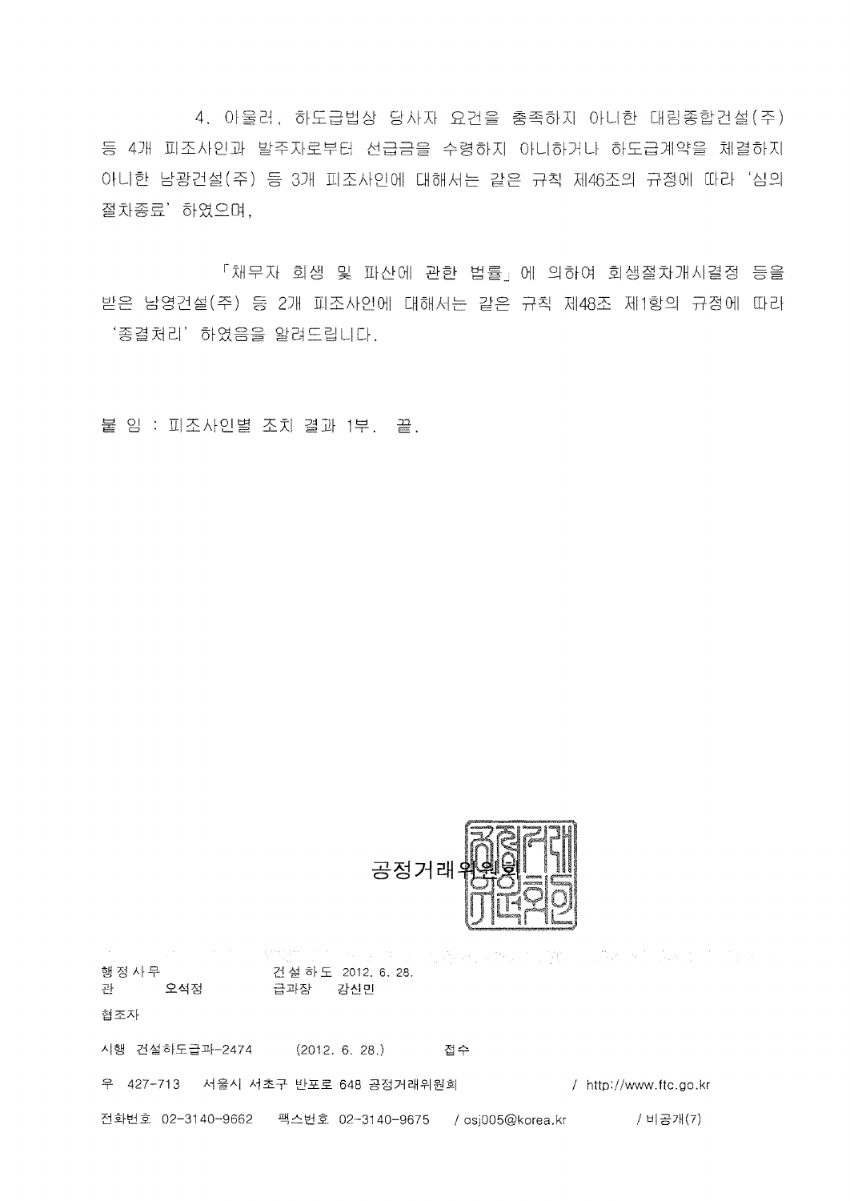4. 아울러, 하도급법상 당사자 요건을 충족하지 아니한 대림종합건설(주) 등 4개 피조사인과 발주자로부터 선급금을 수령하지 아니하거나 하도급계약을 체결하지 아니한 남광건설(주) 등 3개 피조사인에 대해서는 같은 규칙 제46조의 규정에 따라 '심의절차종료' 하였으며,

「채무자 회생 및 파산에 관한 법률」에 의하여 회생절차개시결정 등을 받은 남영건설(주) 등 2개 피조사인에 대해서는 같은 규칙 제48조 제1항의 규정에 따라 '종결처리' 하였음을 알려드립니다.

붙 임 : 피조사인별 조치 결과 1부. 끝.

공정거래위원회

행정사무관 오석정 건설하도급과장 강신민 2012. 6. 28.

협조자

시행 건설하도급과-2474 (2012. 6. 28.) 접수

우 427-713 서울시 서초구 반포로 648 공정거래위원회 / http://www.ftc.go.kr

전화번호 02-3140-9662 팩스번호 02-3140-9675 / osj005@korea.kr / 비공개(7)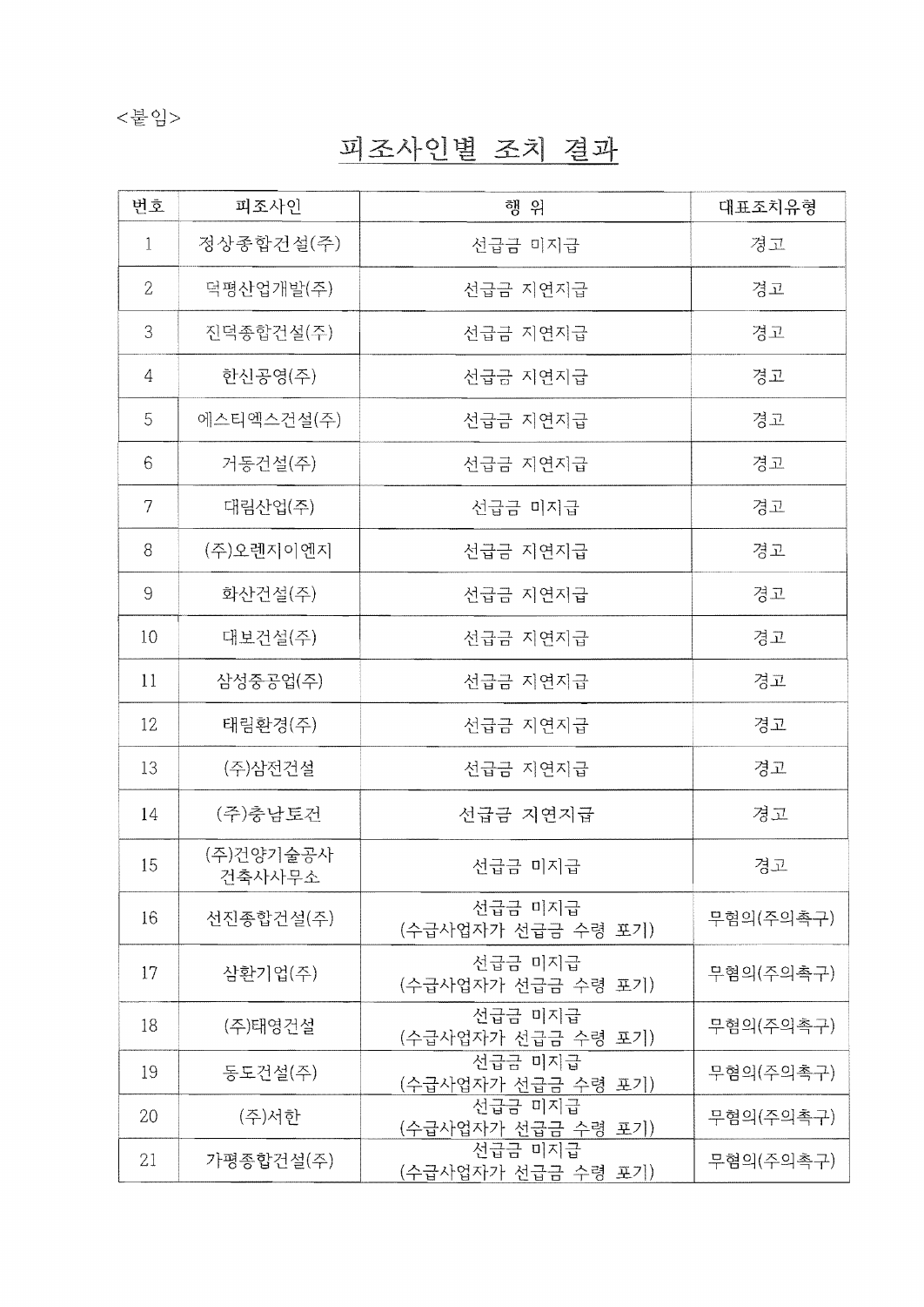<붙임>

# 피조사인별 조치 결과

| 번호 | 피조사인 | 행 위 | 대표조치유형 |
|---|---|---|---|
| 1 | 정상종합건설(주) | 선급금 미지급 | 경고 |
| 2 | 덕평산업개발(주) | 선급금 지연지급 | 경고 |
| 3 | 진덕종합건설(주) | 선급금 지연지급 | 경고 |
| 4 | 한신공영(주) | 선급금 지연지급 | 경고 |
| 5 | 에스티엑스건설(주) | 선급금 지연지급 | 경고 |
| 6 | 거동건설(주) | 선급금 지연지급 | 경고 |
| 7 | 대림산업(주) | 선급금 미지급 | 경고 |
| 8 | (주)오렌지이엔지 | 선급금 지연지급 | 경고 |
| 9 | 화산건설(주) | 선급금 지연지급 | 경고 |
| 10 | 대보건설(주) | 선급금 지연지급 | 경고 |
| 11 | 삼성중공업(주) | 선급금 지연지급 | 경고 |
| 12 | 태림환경(주) | 선급금 지연지급 | 경고 |
| 13 | (주)삼전건설 | 선급금 지연지급 | 경고 |
| 14 | (주)충남토건 | 선급금 지연지급 | 경고 |
| 15 | (주)건양기술공사 건축사사무소 | 선급금 미지급 | 경고 |
| 16 | 선진종합건설(주) | 선급금 미지급 (수급사업자가 선급금 수령 포기) | 무혐의(주의촉구) |
| 17 | 삼환기업(주) | 선급금 미지급 (수급사업자가 선급금 수령 포기) | 무혐의(주의촉구) |
| 18 | (주)태영건설 | 선급금 미지급 (수급사업자가 선급금 수령 포기) | 무혐의(주의촉구) |
| 19 | 동도건설(주) | 선급금 미지급 (수급사업자가 선급금 수령 포기) | 무혐의(주의촉구) |
| 20 | (주)서한 | 선급금 미지급 (수급사업자가 선급금 수령 포기) | 무혐의(주의촉구) |
| 21 | 가평종합건설(주) | 선급금 미지급 (수급사업자가 선급금 수령 포기) | 무혐의(주의촉구) |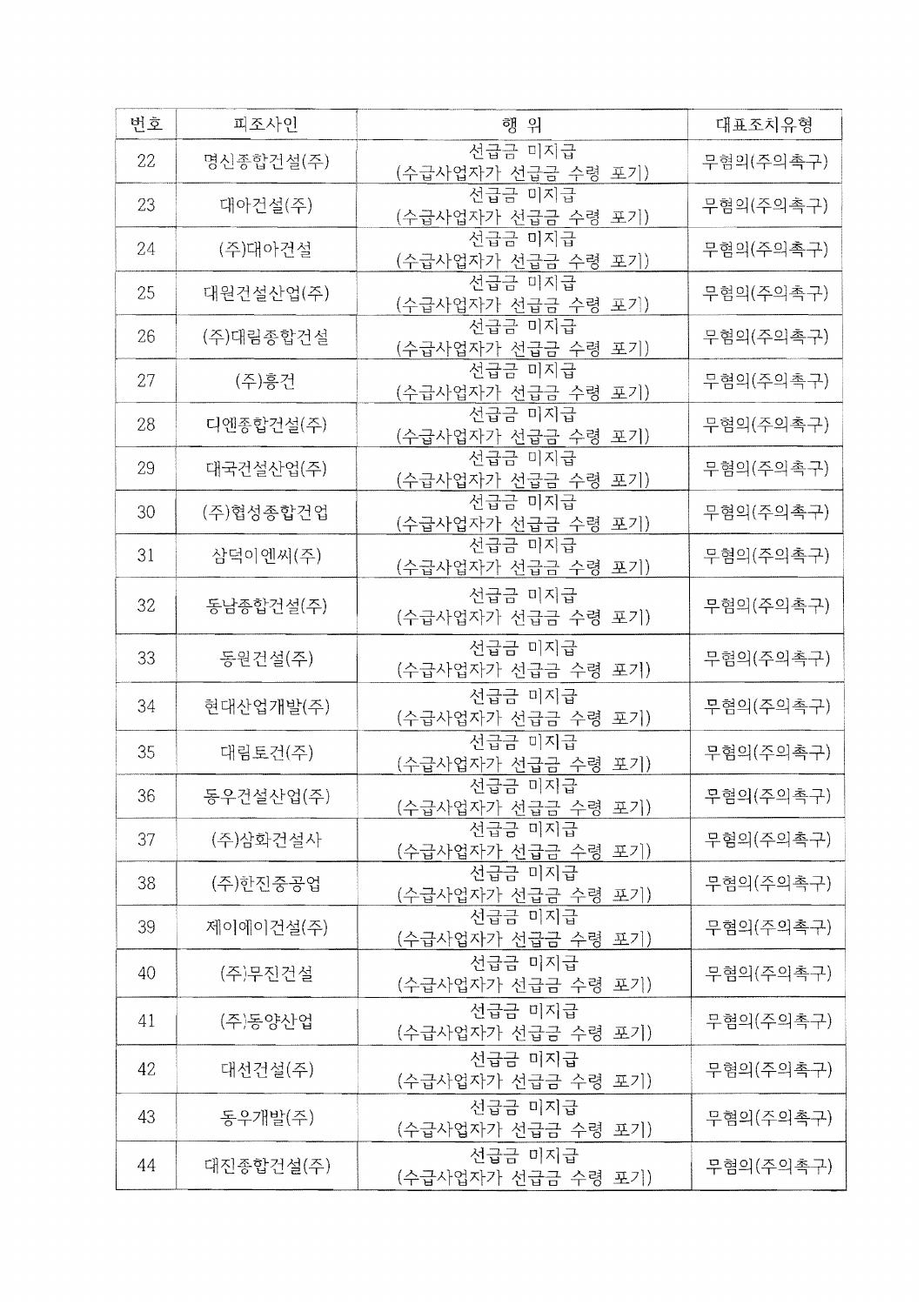| 번호 | 피조사인 | 행 위 | 대표조치유형 |
| --- | --- | --- | --- |
| 22 | 명신종합건설(주) | 선급금 미지급 (수급사업자가 선급금 수령 포기) | 무혐의(주의촉구) |
| 23 | 대아건설(주) | 선급금 미지급 (수급사업자가 선급금 수령 포기) | 무혐의(주의촉구) |
| 24 | (주)대아건설 | 선급금 미지급 (수급사업자가 선급금 수령 포기) | 무혐의(주의촉구) |
| 25 | 대원건설산업(주) | 선급금 미지급 (수급사업자가 선급금 수령 포기) | 무혐의(주의촉구) |
| 26 | (주)대림종합건설 | 선급금 미지급 (수급사업자가 선급금 수령 포기) | 무혐의(주의촉구) |
| 27 | (주)흥건 | 선급금 미지급 (수급사업자가 선급금 수령 포기) | 무혐의(주의촉구) |
| 28 | 디엔종합건설(주) | 선급금 미지급 (수급사업자가 선급금 수령 포기) | 무혐의(주의촉구) |
| 29 | 대국건설산업(주) | 선급금 미지급 (수급사업자가 선급금 수령 포기) | 무혐의(주의촉구) |
| 30 | (주)협성종합건업 | 선급금 미지급 (수급사업자가 선급금 수령 포기) | 무혐의(주의촉구) |
| 31 | 삼덕이엔씨(주) | 선급금 미지급 (수급사업자가 선급금 수령 포기) | 무혐의(주의촉구) |
| 32 | 동남종합건설(주) | 선급금 미지급 (수급사업자가 선급금 수령 포기) | 무혐의(주의촉구) |
| 33 | 동원건설(주) | 선급금 미지급 (수급사업자가 선급금 수령 포기) | 무혐의(주의촉구) |
| 34 | 현대산업개발(주) | 선급금 미지급 (수급사업자가 선급금 수령 포기) | 무혐의(주의촉구) |
| 35 | 대림토건(주) | 선급금 미지급 (수급사업자가 선급금 수령 포기) | 무혐의(주의촉구) |
| 36 | 동우건설산업(주) | 선급금 미지급 (수급사업자가 선급금 수령 포기) | 무혐의(주의촉구) |
| 37 | (주)삼화건설사 | 선급금 미지급 (수급사업자가 선급금 수령 포기) | 무혐의(주의촉구) |
| 38 | (주)한진중공업 | 선급금 미지급 (수급사업자가 선급금 수령 포기) | 무혐의(주의촉구) |
| 39 | 제이에이건설(주) | 선급금 미지급 (수급사업자가 선급금 수령 포기) | 무혐의(주의촉구) |
| 40 | (주)무진건설 | 선급금 미지급 (수급사업자가 선급금 수령 포기) | 무혐의(주의촉구) |
| 41 | (주)동양산업 | 선급금 미지급 (수급사업자가 선급금 수령 포기) | 무혐의(주의촉구) |
| 42 | 대선건설(주) | 선급금 미지급 (수급사업자가 선급금 수령 포기) | 무혐의(주의촉구) |
| 43 | 동우개발(주) | 선급금 미지급 (수급사업자가 선급금 수령 포기) | 무혐의(주의촉구) |
| 44 | 대진종합건설(주) | 선급금 미지급 (수급사업자가 선급금 수령 포기) | 무혐의(주의촉구) |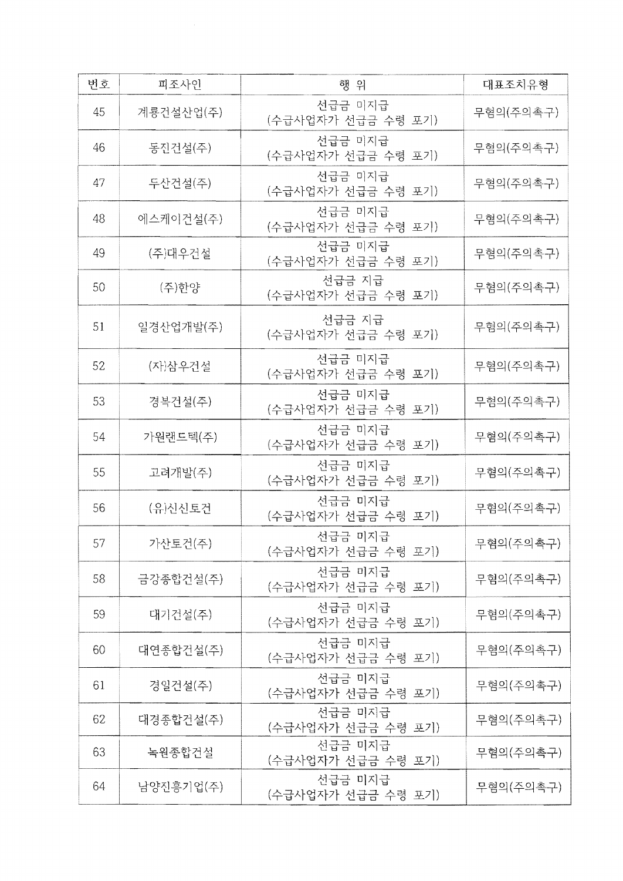| 번호 | 피조사인 | 행 위 | 대표조치유형 |
| --- | --- | --- | --- |
| 45 | 계룡건설산업(주) | 선급금 미지급 (수급사업자가 선급금 수령 포기) | 무혐의(주의촉구) |
| 46 | 동진건설(주) | 선급금 미지급 (수급사업자가 선급금 수령 포기) | 무혐의(주의촉구) |
| 47 | 두산건설(주) | 선급금 미지급 (수급사업자가 선급금 수령 포기) | 무혐의(주의촉구) |
| 48 | 에스케이건설(주) | 선급금 미지급 (수급사업자가 선급금 수령 포기) | 무혐의(주의촉구) |
| 49 | (주)대우건설 | 선급금 미지급 (수급사업자가 선급금 수령 포기) | 무혐의(주의촉구) |
| 50 | (주)한양 | 선급금 지급 (수급사업자가 선급금 수령 포기) | 무혐의(주의촉구) |
| 51 | 일경산업개발(주) | 선급금 지급 (수급사업자가 선급금 수령 포기) | 무혐의(주의촉구) |
| 52 | (자)삼우건설 | 선급금 미지급 (수급사업자가 선급금 수령 포기) | 무혐의(주의촉구) |
| 53 | 경복건설(주) | 선급금 미지급 (수급사업자가 선급금 수령 포기) | 무혐의(주의촉구) |
| 54 | 가원랜드텍(주) | 선급금 미지급 (수급사업자가 선급금 수령 포기) | 무혐의(주의촉구) |
| 55 | 고려개발(주) | 선급금 미지급 (수급사업자가 선급금 수령 포기) | 무혐의(주의촉구) |
| 56 | (유)신신토건 | 선급금 미지급 (수급사업자가 선급금 수령 포기) | 무혐의(주의촉구) |
| 57 | 가산토건(주) | 선급금 미지급 (수급사업자가 선급금 수령 포기) | 무혐의(주의촉구) |
| 58 | 금강종합건설(주) | 선급금 미지급 (수급사업자가 선급금 수령 포기) | 무혐의(주의촉구) |
| 59 | 대기건설(주) | 선급금 미지급 (수급사업자가 선급금 수령 포기) | 무혐의(주의촉구) |
| 60 | 대연종합건설(주) | 선급금 미지급 (수급사업자가 선급금 수령 포기) | 무혐의(주의촉구) |
| 61 | 경일건설(주) | 선급금 미지급 (수급사업자가 선급금 수령 포기) | 무혐의(주의촉구) |
| 62 | 대경종합건설(주) | 선급금 미지급 (수급사업자가 선급금 수령 포기) | 무혐의(주의촉구) |
| 63 | 녹원종합건설 | 선급금 미지급 (수급사업자가 선급금 수령 포기) | 무혐의(주의촉구) |
| 64 | 남양진흥기업(주) | 선급금 미지급 (수급사업자가 선급금 수령 포기) | 무혐의(주의촉구) |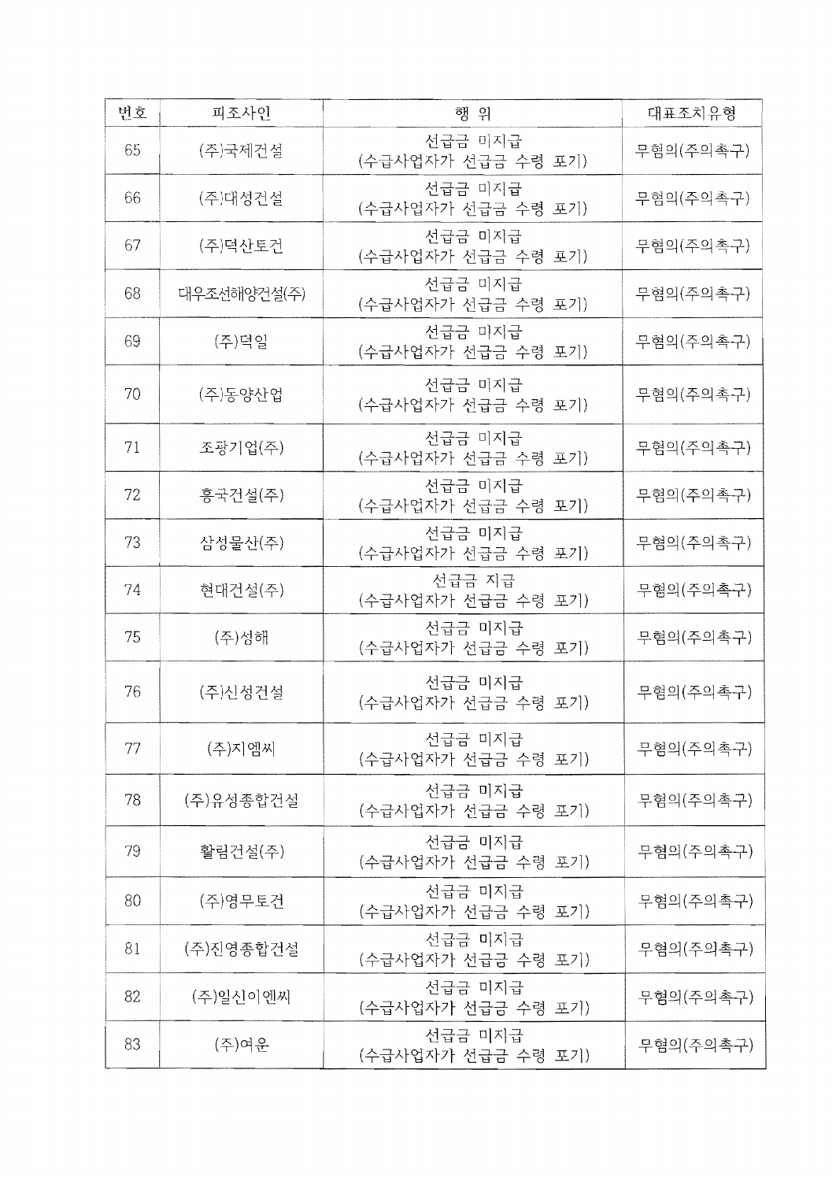| 번호 | 피조사인 | 행 위 | 대표조치유형 |
|---|---|---|---|
| 65 | (주)국제건설 | 선급금 미지급 (수급사업자가 선급금 수령 포기) | 무혐의(주의촉구) |
| 66 | (주)대성건설 | 선급금 미지급 (수급사업자가 선급금 수령 포기) | 무혐의(주의촉구) |
| 67 | (주)덕산토건 | 선급금 미지급 (수급사업자가 선급금 수령 포기) | 무혐의(주의촉구) |
| 68 | 대우조선해양건설(주) | 선급금 미지급 (수급사업자가 선급금 수령 포기) | 무혐의(주의촉구) |
| 69 | (주)덕일 | 선급금 미지급 (수급사업자가 선급금 수령 포기) | 무혐의(주의촉구) |
| 70 | (주)동양산업 | 선급금 미지급 (수급사업자가 선급금 수령 포기) | 무혐의(주의촉구) |
| 71 | 조광기업(주) | 선급금 미지급 (수급사업자가 선급금 수령 포기) | 무혐의(주의촉구) |
| 72 | 흥국건설(주) | 선급금 미지급 (수급사업자가 선급금 수령 포기) | 무혐의(주의촉구) |
| 73 | 삼성물산(주) | 선급금 미지급 (수급사업자가 선급금 수령 포기) | 무혐의(주의촉구) |
| 74 | 현대건설(주) | 선급금 지급 (수급사업자가 선급금 수령 포기) | 무혐의(주의촉구) |
| 75 | (주)성해 | 선급금 미지급 (수급사업자가 선급금 수령 포기) | 무혐의(주의촉구) |
| 76 | (주)신성건설 | 선급금 미지급 (수급사업자가 선급금 수령 포기) | 무혐의(주의촉구) |
| 77 | (주)지엠씨 | 선급금 미지급 (수급사업자가 선급금 수령 포기) | 무혐의(주의촉구) |
| 78 | (주)유성종합건설 | 선급금 미지급 (수급사업자가 선급금 수령 포기) | 무혐의(주의촉구) |
| 79 | 활림건설(주) | 선급금 미지급 (수급사업자가 선급금 수령 포기) | 무혐의(주의촉구) |
| 80 | (주)영무토건 | 선급금 미지급 (수급사업자가 선급금 수령 포기) | 무혐의(주의촉구) |
| 81 | (주)진영종합건설 | 선급금 미지급 (수급사업자가 선급금 수령 포기) | 무혐의(주의촉구) |
| 82 | (주)일신이엔씨 | 선급금 미지급 (수급사업자가 선급금 수령 포기) | 무혐의(주의촉구) |
| 83 | (주)여운 | 선급금 미지급 (수급사업자가 선급금 수령 포기) | 무혐의(주의촉구) |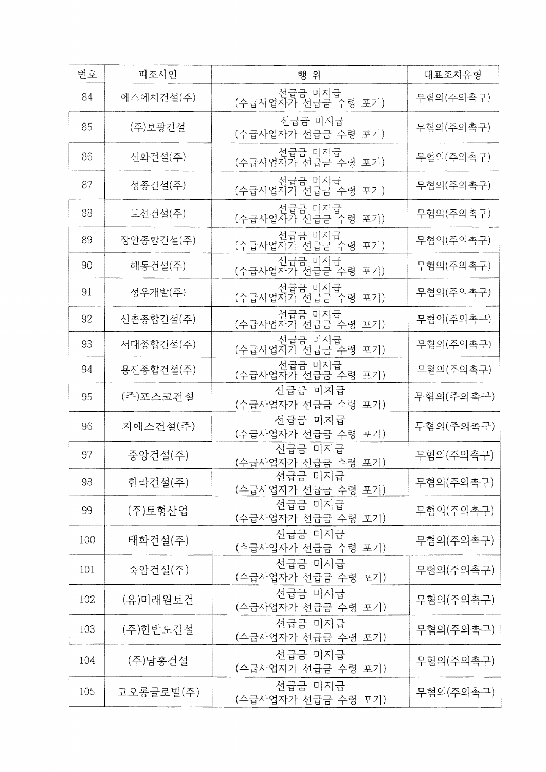| 번호 | 피조사인 | 행 위 | 대표조치유형 |
| --- | --- | --- | --- |
| 84 | 에스에치건설(주) | 선급금 미지급<br>(수급사업자가 선급금 수령 포기) | 무혐의(주의촉구) |
| 85 | (주)보광건설 | 선급금 미지급<br>(수급사업자가 선급금 수령 포기) | 무혐의(주의촉구) |
| 86 | 신화건설(주) | 선급금 미지급<br>(수급사업자가 선급금 수령 포기) | 무혐의(주의촉구) |
| 87 | 성종건설(주) | 선급금 미지급<br>(수급사업자가 선급금 수령 포기) | 무혐의(주의촉구) |
| 88 | 보선건설(주) | 선급금 미지급<br>(수급사업자가 선급금 수령 포기) | 무혐의(주의촉구) |
| 89 | 장안종합건설(주) | 선급금 미지급<br>(수급사업자가 선급금 수령 포기) | 무혐의(주의촉구) |
| 90 | 해동건설(주) | 선급금 미지급<br>(수급사업자가 선급금 수령 포기) | 무혐의(주의촉구) |
| 91 | 정우개발(주) | 선급금 미지급<br>(수급사업자가 선급금 수령 포기) | 무혐의(주의촉구) |
| 92 | 신촌종합건설(주) | 선급금 미지급<br>(수급사업자가 선급금 수령 포기) | 무혐의(주의촉구) |
| 93 | 서대종합건설(주) | 선급금 미지급<br>(수급사업자가 선급금 수령 포기) | 무혐의(주의촉구) |
| 94 | 용진종합건설(주) | 선급금 미지급<br>(수급사업자가 선급금 수령 포기) | 무혐의(주의촉구) |
| 95 | (주)포스코건설 | 선급금 미지급<br>(수급사업자가 선급금 수령 포기) | 무혐의(주의촉구) |
| 96 | 지에스건설(주) | 선급금 미지급<br>(수급사업자가 선급금 수령 포기) | 무혐의(주의촉구) |
| 97 | 중앙건설(주) | 선급금 미지급<br>(수급사업자가 선급금 수령 포기) | 무혐의(주의촉구) |
| 98 | 한라건설(주) | 선급금 미지급<br>(수급사업자가 선급금 수령 포기) | 무혐의(주의촉구) |
| 99 | (주)토형산업 | 선급금 미지급<br>(수급사업자가 선급금 수령 포기) | 무혐의(주의촉구) |
| 100 | 태화건설(주) | 선급금 미지급<br>(수급사업자가 선급금 수령 포기) | 무혐의(주의촉구) |
| 101 | 죽암건설(주) | 선급금 미지급<br>(수급사업자가 선급금 수령 포기) | 무혐의(주의촉구) |
| 102 | (유)미래원토건 | 선급금 미지급<br>(수급사업자가 선급금 수령 포기) | 무혐의(주의촉구) |
| 103 | (주)한반도건설 | 선급금 미지급<br>(수급사업자가 선급금 수령 포기) | 무혐의(주의촉구) |
| 104 | (주)남흥건설 | 선급금 미지급<br>(수급사업자가 선급금 수령 포기) | 무혐의(주의촉구) |
| 105 | 코오롱글로벌(주) | 선급금 미지급<br>(수급사업자가 선급금 수령 포기) | 무혐의(주의촉구) |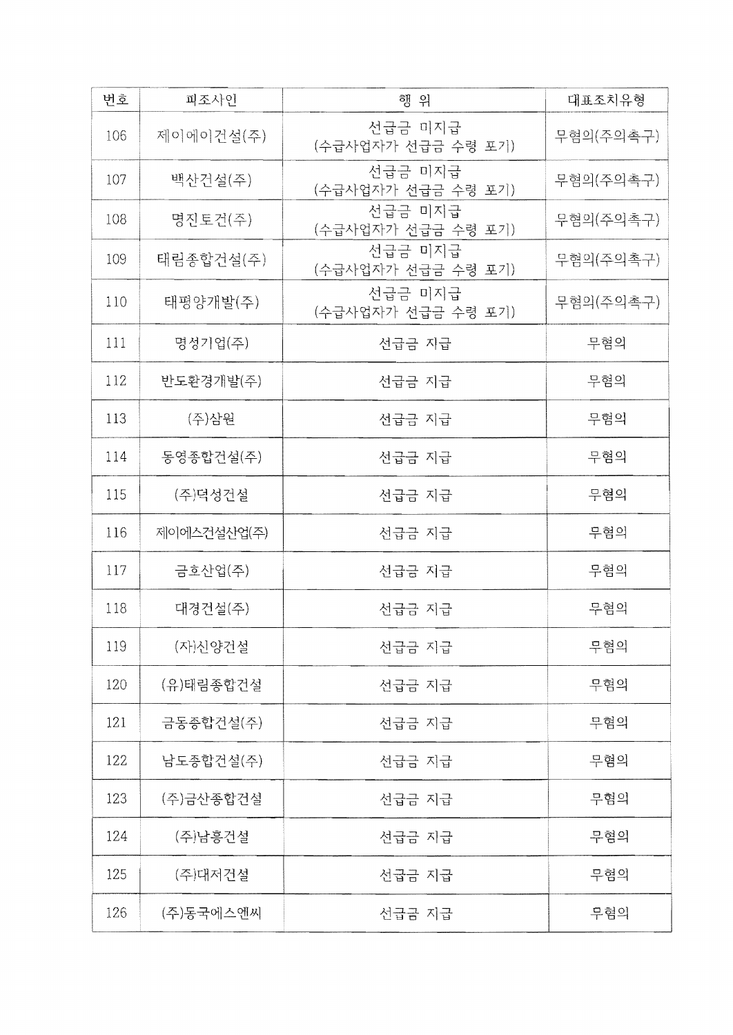| 번호 | 피조사인 | 행 위 | 대표조치유형 |
| --- | --- | --- | --- |
| 106 | 제이에이건설(주) | 선급금 미지급<br>(수급사업자가 선급금 수령 포기) | 무혐의(주의촉구) |
| 107 | 백산건설(주) | 선급금 미지급<br>(수급사업자가 선급금 수령 포기) | 무혐의(주의촉구) |
| 108 | 명진토건(주) | 선급금 미지급<br>(수급사업자가 선급금 수령 포기) | 무혐의(주의촉구) |
| 109 | 태림종합건설(주) | 선급금 미지급<br>(수급사업자가 선급금 수령 포기) | 무혐의(주의촉구) |
| 110 | 태평양개발(주) | 선급금 미지급<br>(수급사업자가 선급금 수령 포기) | 무혐의(주의촉구) |
| 111 | 명성기업(주) | 선급금 지급 | 무혐의 |
| 112 | 반도환경개발(주) | 선급금 지급 | 무혐의 |
| 113 | (주)삼원 | 선급금 지급 | 무혐의 |
| 114 | 동영종합건설(주) | 선급금 지급 | 무혐의 |
| 115 | (주)덕성건설 | 선급금 지급 | 무혐의 |
| 116 | 제이에스건설산업(주) | 선급금 지급 | 무혐의 |
| 117 | 금호산업(주) | 선급금 지급 | 무혐의 |
| 118 | 대경건설(주) | 선급금 지급 | 무혐의 |
| 119 | (자)신양건설 | 선급금 지급 | 무혐의 |
| 120 | (유)태림종합건설 | 선급금 지급 | 무혐의 |
| 121 | 금동종합건설(주) | 선급금 지급 | 무혐의 |
| 122 | 남도종합건설(주) | 선급금 지급 | 무혐의 |
| 123 | (주)금산종합건설 | 선급금 지급 | 무혐의 |
| 124 | (주)남흥건설 | 선급금 지급 | 무혐의 |
| 125 | (주)대저건설 | 선급금 지급 | 무혐의 |
| 126 | (주)동국에스엔씨 | 선급금 지급 | 무혐의 |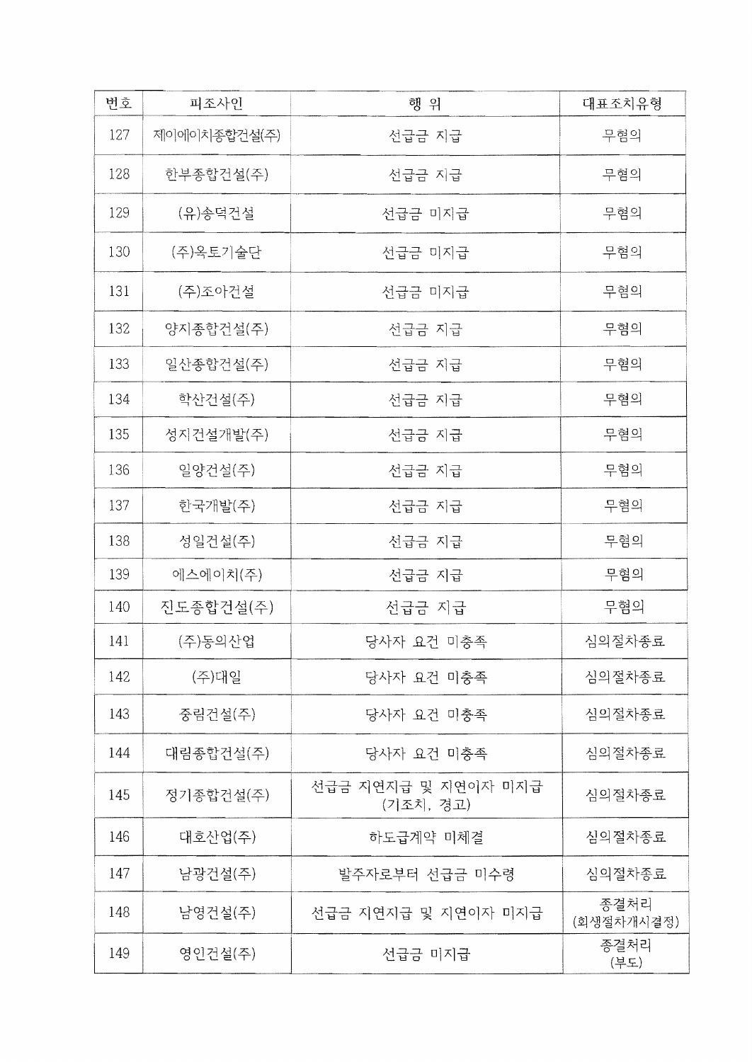| 번호 | 피조사인 | 행 위 | 대표조치유형 |
|---|---|---|---|
| 127 | 제이에이치종합건설(주) | 선급금 지급 | 무혐의 |
| 128 | 한부종합건설(주) | 선급금 지급 | 무혐의 |
| 129 | (유)송덕건설 | 선급금 미지급 | 무혐의 |
| 130 | (주)옥토기술단 | 선급금 미지급 | 무혐의 |
| 131 | (주)조아건설 | 선급금 미지급 | 무혐의 |
| 132 | 양지종합건설(주) | 선급금 지급 | 무혐의 |
| 133 | 일산종합건설(주) | 선급금 지급 | 무혐의 |
| 134 | 학산건설(주) | 선급금 지급 | 무혐의 |
| 135 | 성지건설개발(주) | 선급금 지급 | 무혐의 |
| 136 | 일양건설(주) | 선급금 지급 | 무혐의 |
| 137 | 한국개발(주) | 선급금 지급 | 무혐의 |
| 138 | 성일건설(주) | 선급금 지급 | 무혐의 |
| 139 | 에스에이치(주) | 선급금 지급 | 무혐의 |
| 140 | 진도종합건설(주) | 선급금 지급 | 무혐의 |
| 141 | (주)동의산업 | 당사자 요건 미충족 | 심의절차종료 |
| 142 | (주)대일 | 당사자 요건 미충족 | 심의절차종료 |
| 143 | 중림건설(주) | 당사자 요건 미충족 | 심의절차종료 |
| 144 | 대림종합건설(주) | 당사자 요건 미충족 | 심의절차종료 |
| 145 | 정기종합건설(주) | 선급금 지연지급 및 지연이자 미지급 (기조치, 경고) | 심의절차종료 |
| 146 | 대호산업(주) | 하도급계약 미체결 | 심의절차종료 |
| 147 | 남광건설(주) | 발주자로부터 선급금 미수령 | 심의절차종료 |
| 148 | 남영건설(주) | 선급금 지연지급 및 지연이자 미지급 | 종결처리 (회생절차개시결정) |
| 149 | 영인건설(주) | 선급금 미지급 | 종결처리 (부도) |